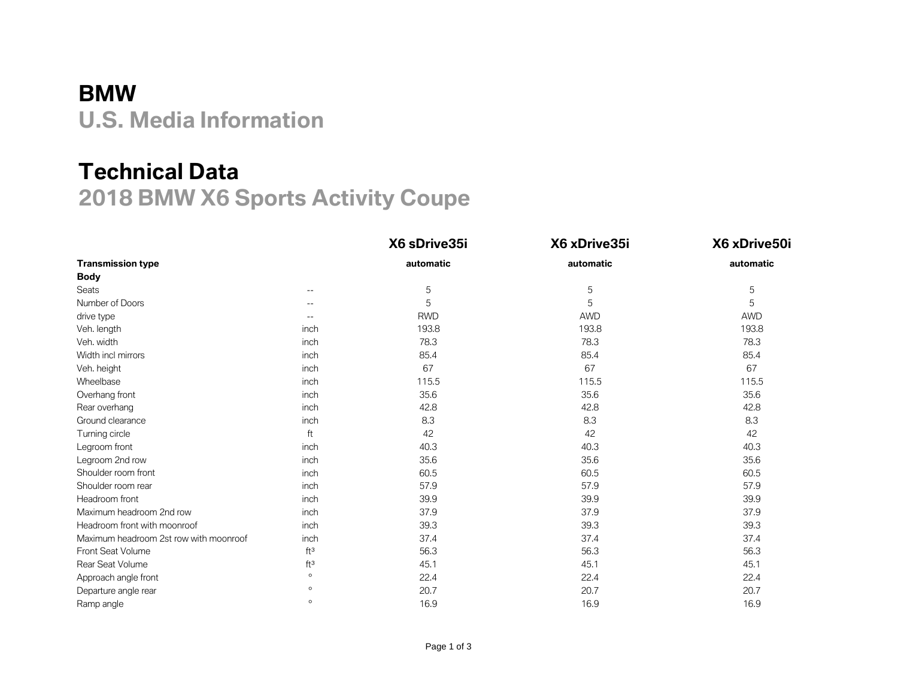# BMW
## U.S. Media Information

# Technical Data
## 2018 BMW X6 Sports Activity Coupe

| | | X6 sDrive35i | X6 xDrive35i | X6 xDrive50i |
|---|---|---|---|---|
| **Transmission type** | | **automatic** | **automatic** | **automatic** |
| **Body** | | | | |
| Seats | -- | 5 | 5 | 5 |
| Number of Doors | -- | 5 | 5 | 5 |
| drive type | -- | RWD | AWD | AWD |
| Veh. length | inch | 193.8 | 193.8 | 193.8 |
| Veh. width | inch | 78.3 | 78.3 | 78.3 |
| Width incl mirrors | inch | 85.4 | 85.4 | 85.4 |
| Veh. height | inch | 67 | 67 | 67 |
| Wheelbase | inch | 115.5 | 115.5 | 115.5 |
| Overhang front | inch | 35.6 | 35.6 | 35.6 |
| Rear overhang | inch | 42.8 | 42.8 | 42.8 |
| Ground clearance | inch | 8.3 | 8.3 | 8.3 |
| Turning circle | ft | 42 | 42 | 42 |
| Legroom front | inch | 40.3 | 40.3 | 40.3 |
| Legroom 2nd row | inch | 35.6 | 35.6 | 35.6 |
| Shoulder room front | inch | 60.5 | 60.5 | 60.5 |
| Shoulder room rear | inch | 57.9 | 57.9 | 57.9 |
| Headroom front | inch | 39.9 | 39.9 | 39.9 |
| Maximum headroom 2nd row | inch | 37.9 | 37.9 | 37.9 |
| Headroom front with moonroof | inch | 39.3 | 39.3 | 39.3 |
| Maximum headroom 2st row with moonroof | inch | 37.4 | 37.4 | 37.4 |
| Front Seat Volume | ft³ | 56.3 | 56.3 | 56.3 |
| Rear Seat Volume | ft³ | 45.1 | 45.1 | 45.1 |
| Approach angle front | ° | 22.4 | 22.4 | 22.4 |
| Departure angle rear | ° | 20.7 | 20.7 | 20.7 |
| Ramp angle | ° | 16.9 | 16.9 | 16.9 |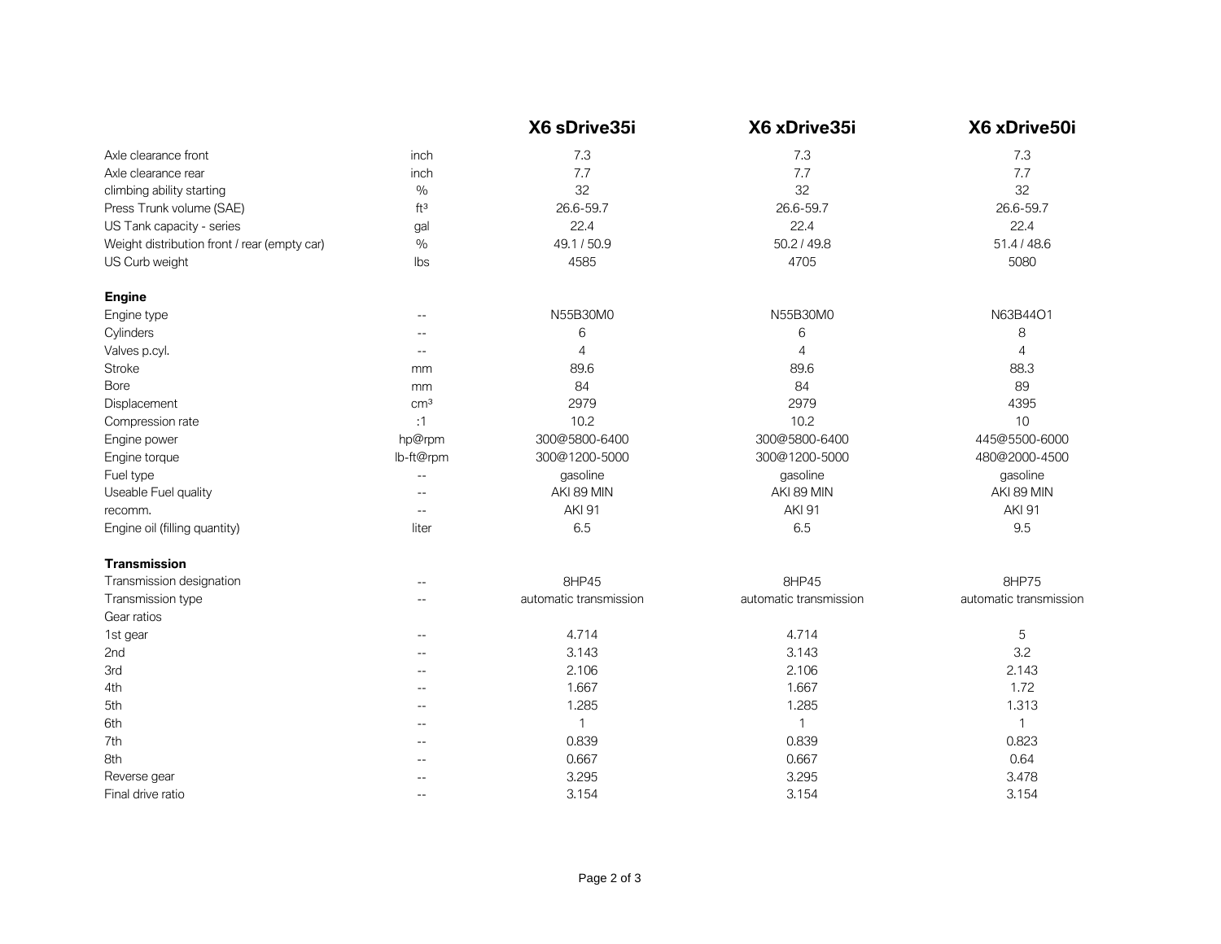| | | X6 sDrive35i | X6 xDrive35i | X6 xDrive50i |
|---|---|---|---|---|
| Axle clearance front | inch | 7.3 | 7.3 | 7.3 |
| Axle clearance rear | inch | 7.7 | 7.7 | 7.7 |
| climbing ability starting | % | 32 | 32 | 32 |
| Press Trunk volume (SAE) | ft³ | 26.6-59.7 | 26.6-59.7 | 26.6-59.7 |
| US Tank capacity - series | gal | 22.4 | 22.4 | 22.4 |
| Weight distribution front / rear (empty car) | % | 49.1 / 50.9 | 50.2 / 49.8 | 51.4 / 48.6 |
| US Curb weight | lbs | 4585 | 4705 | 5080 |
| **Engine** | | | | |
| Engine type | -- | N55B30M0 | N55B30M0 | N63B44O1 |
| Cylinders | -- | 6 | 6 | 8 |
| Valves p.cyl. | -- | 4 | 4 | 4 |
| Stroke | mm | 89.6 | 89.6 | 88.3 |
| Bore | mm | 84 | 84 | 89 |
| Displacement | cm³ | 2979 | 2979 | 4395 |
| Compression rate | :1 | 10.2 | 10.2 | 10 |
| Engine power | hp@rpm | 300@5800-6400 | 300@5800-6400 | 445@5500-6000 |
| Engine torque | lb-ft@rpm | 300@1200-5000 | 300@1200-5000 | 480@2000-4500 |
| Fuel type | -- | gasoline | gasoline | gasoline |
| Useable Fuel quality | -- | AKI 89 MIN | AKI 89 MIN | AKI 89 MIN |
| recomm. | -- | AKI 91 | AKI 91 | AKI 91 |
| Engine oil (filling quantity) | liter | 6.5 | 6.5 | 9.5 |
| **Transmission** | | | | |
| Transmission designation | -- | 8HP45 | 8HP45 | 8HP75 |
| Transmission type | -- | automatic transmission | automatic transmission | automatic transmission |
| Gear ratios | | | | |
| 1st gear | -- | 4.714 | 4.714 | 5 |
| 2nd | -- | 3.143 | 3.143 | 3.2 |
| 3rd | -- | 2.106 | 2.106 | 2.143 |
| 4th | -- | 1.667 | 1.667 | 1.72 |
| 5th | -- | 1.285 | 1.285 | 1.313 |
| 6th | -- | 1 | 1 | 1 |
| 7th | -- | 0.839 | 0.839 | 0.823 |
| 8th | -- | 0.667 | 0.667 | 0.64 |
| Reverse gear | -- | 3.295 | 3.295 | 3.478 |
| Final drive ratio | -- | 3.154 | 3.154 | 3.154 |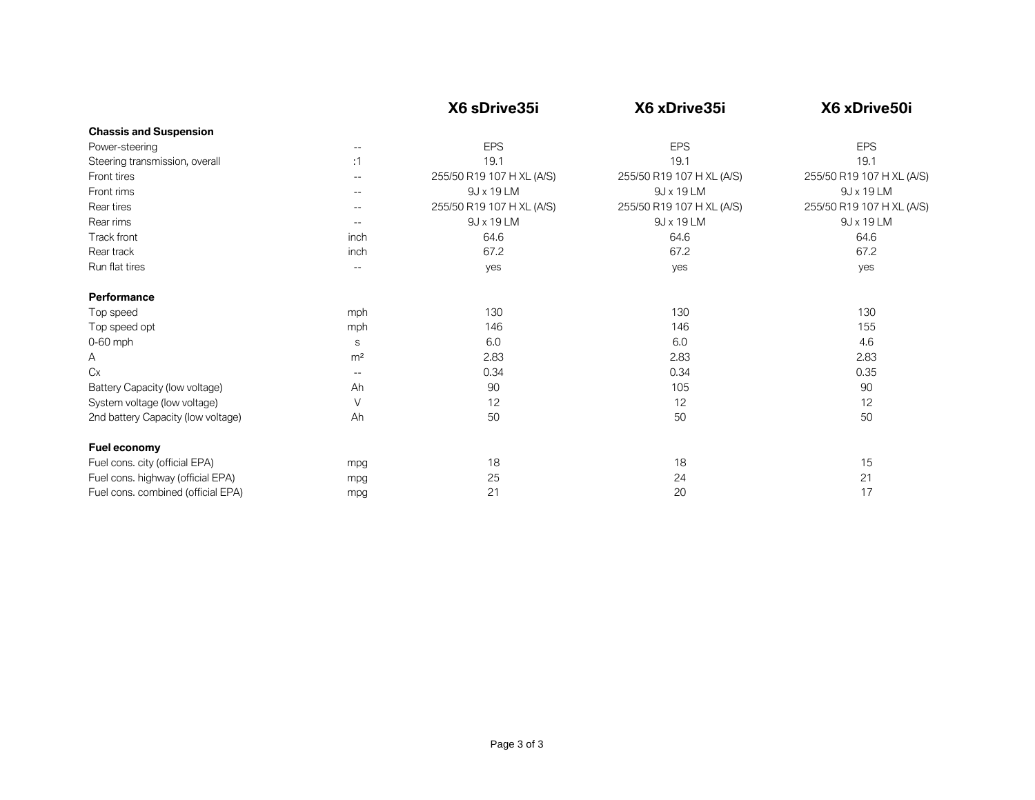| | | X6 sDrive35i | X6 xDrive35i | X6 xDrive50i |
|---|---|---|---|---|
| **Chassis and Suspension** | | | | |
| Power-steering | -- | EPS | EPS | EPS |
| Steering transmission, overall | :1 | 19.1 | 19.1 | 19.1 |
| Front tires | -- | 255/50 R19 107 H XL (A/S) | 255/50 R19 107 H XL (A/S) | 255/50 R19 107 H XL (A/S) |
| Front rims | -- | 9J x 19 LM | 9J x 19 LM | 9J x 19 LM |
| Rear tires | -- | 255/50 R19 107 H XL (A/S) | 255/50 R19 107 H XL (A/S) | 255/50 R19 107 H XL (A/S) |
| Rear rims | -- | 9J x 19 LM | 9J x 19 LM | 9J x 19 LM |
| Track front | inch | 64.6 | 64.6 | 64.6 |
| Rear track | inch | 67.2 | 67.2 | 67.2 |
| Run flat tires | -- | yes | yes | yes |
| **Performance** | | | | |
| Top speed | mph | 130 | 130 | 130 |
| Top speed opt | mph | 146 | 146 | 155 |
| 0-60 mph | s | 6.0 | 6.0 | 4.6 |
| A | $m^2$ | 2.83 | 2.83 | 2.83 |
| Cx | -- | 0.34 | 0.34 | 0.35 |
| Battery Capacity (low voltage) | Ah | 90 | 105 | 90 |
| System voltage (low voltage) | V | 12 | 12 | 12 |
| 2nd battery Capacity (low voltage) | Ah | 50 | 50 | 50 |
| **Fuel economy** | | | | |
| Fuel cons. city (official EPA) | mpg | 18 | 18 | 15 |
| Fuel cons. highway (official EPA) | mpg | 25 | 24 | 21 |
| Fuel cons. combined (official EPA) | mpg | 21 | 20 | 17 |